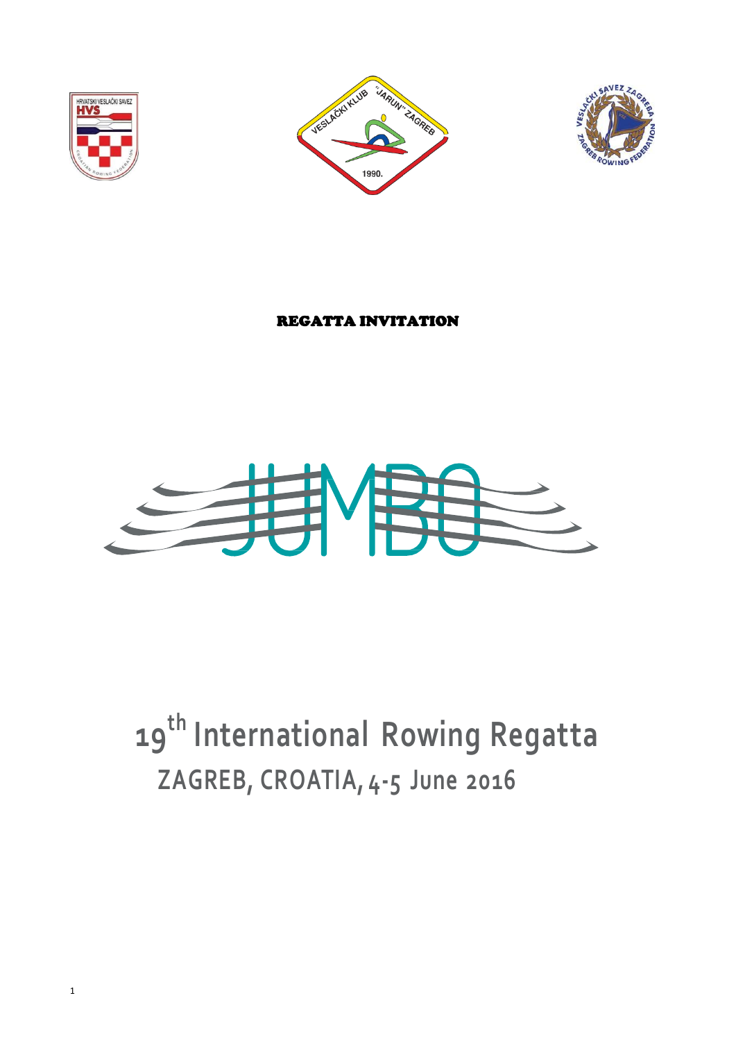REGATTA INVITATION

JUMBO

# 19th International Rowing Regatta

## ZAGREB, CROATIA, 4-5 June 2016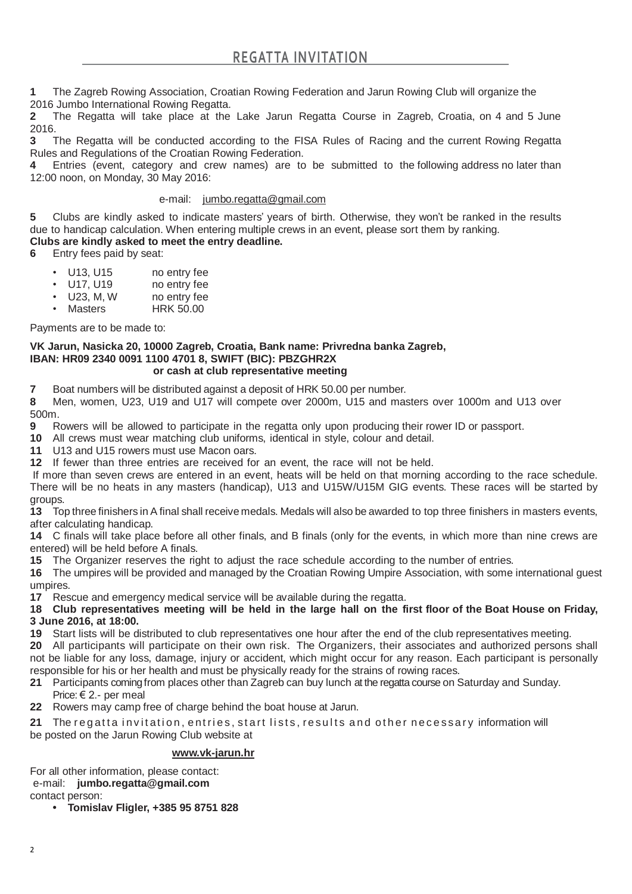# REGATTA INVITATION

**1** The Zagreb Rowing Association, Croatian Rowing Federation and Jarun Rowing Club will organize the 2016 Jumbo International Rowing Regatta.

**2** The Regatta will take place at the Lake Jarun Regatta Course in Zagreb, Croatia, on 4 and 5 June 2016.

**3** The Regatta will be conducted according to the FISA Rules of Racing and the current Rowing Regatta Rules and Regulations of the Croatian Rowing Federation.

**4** Entries (event, category and crew names) are to be submitted to the following address no later than 12:00 noon, on Monday, 30 May 2016:

e-mail: jumbo.regatta@gmail.com

**5** Clubs are kindly asked to indicate masters' years of birth. Otherwise, they won't be ranked in the results due to handicap calculation. When entering multiple crews in an event, please sort them by ranking.

**Clubs are kindly asked to meet the entry deadline.**

**6** Entry fees paid by seat:

- U13, U15 no entry fee
- U17, U19 no entry fee
- U23, M, W no entry fee
- Masters HRK 50.00

Payments are to be made to:

**VK Jarun, Nasicka 20, 10000 Zagreb, Croatia, Bank name: Privredna banka Zagreb, IBAN: HR09 2340 0091 1100 4701 8, SWIFT (BIC): PBZGHR2X**
**or cash at club representative meeting**

**7** Boat numbers will be distributed against a deposit of HRK 50.00 per number.

**8** Men, women, U23, U19 and U17 will compete over 2000m, U15 and masters over 1000m and U13 over 500m.

**9** Rowers will be allowed to participate in the regatta only upon producing their rower ID or passport.

**10** All crews must wear matching club uniforms, identical in style, colour and detail.

**11** U13 and U15 rowers must use Macon oars.

**12** If fewer than three entries are received for an event, the race will not be held.
If more than seven crews are entered in an event, heats will be held on that morning according to the race schedule. There will be no heats in any masters (handicap), U13 and U15W/U15M GIG events. These races will be started by groups.

**13** Top three finishers in A final shall receive medals. Medals will also be awarded to top three finishers in masters events, after calculating handicap.

**14** C finals will take place before all other finals, and B finals (only for the events, in which more than nine crews are entered) will be held before A finals.

**15** The Organizer reserves the right to adjust the race schedule according to the number of entries.

**16** The umpires will be provided and managed by the Croatian Rowing Umpire Association, with some international guest umpires.

**17** Rescue and emergency medical service will be available during the regatta.

**18** **Club representatives meeting will be held in the large hall on the first floor of the Boat House on Friday, 3 June 2016, at 18:00.**

**19** Start lists will be distributed to club representatives one hour after the end of the club representatives meeting.

**20** All participants will participate on their own risk. The Organizers, their associates and authorized persons shall not be liable for any loss, damage, injury or accident, which might occur for any reason. Each participant is personally responsible for his or her health and must be physically ready for the strains of rowing races.

**21** Participants coming from places other than Zagreb can buy lunch at the regatta course on Saturday and Sunday.
Price: € 2.- per meal

**22** Rowers may camp free of charge behind the boat house at Jarun.

**21** The regatta invitation, entries, start lists, results and other necessary information will be posted on the Jarun Rowing Club website at

**www.vk-jarun.hr**

For all other information, please contact:
e-mail: **jumbo.regatta@gmail.com**
contact person:

- **Tomislav Fligler, +385 95 8751 828**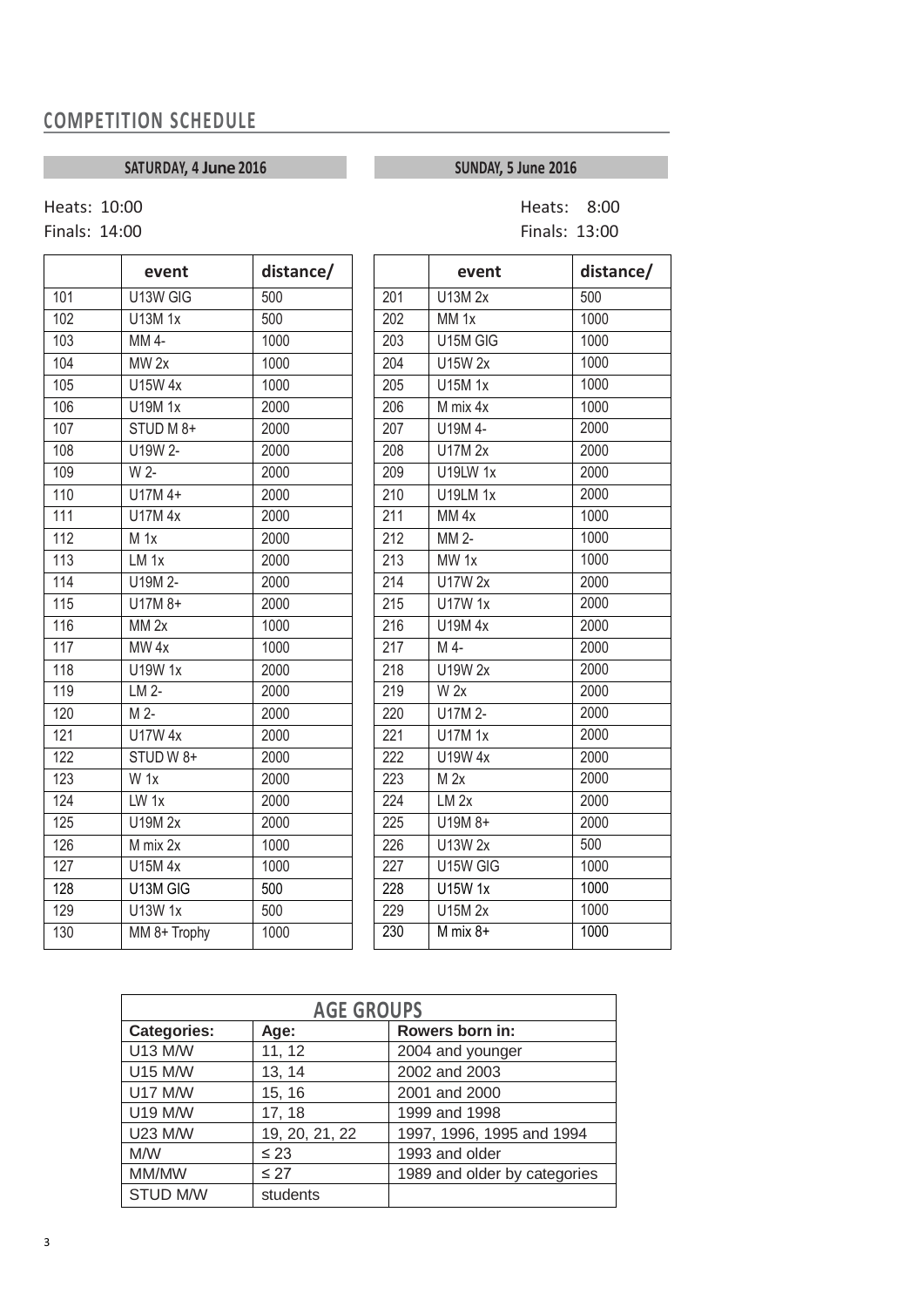## COMPETITION SCHEDULE

### SATURDAY, 4 June 2016

Heats: 10:00
Finals: 14:00

| | event | distance/ |
|---|---|---|
| 101 | U13W GIG | 500 |
| 102 | U13M 1x | 500 |
| 103 | MM 4- | 1000 |
| 104 | MW 2x | 1000 |
| 105 | U15W 4x | 1000 |
| 106 | U19M 1x | 2000 |
| 107 | STUD M 8+ | 2000 |
| 108 | U19W 2- | 2000 |
| 109 | W 2- | 2000 |
| 110 | U17M 4+ | 2000 |
| 111 | U17M 4x | 2000 |
| 112 | M 1x | 2000 |
| 113 | LM 1x | 2000 |
| 114 | U19M 2- | 2000 |
| 115 | U17M 8+ | 2000 |
| 116 | MM 2x | 1000 |
| 117 | MW 4x | 1000 |
| 118 | U19W 1x | 2000 |
| 119 | LM 2- | 2000 |
| 120 | M 2- | 2000 |
| 121 | U17W 4x | 2000 |
| 122 | STUD W 8+ | 2000 |
| 123 | W 1x | 2000 |
| 124 | LW 1x | 2000 |
| 125 | U19M 2x | 2000 |
| 126 | M mix 2x | 1000 |
| 127 | U15M 4x | 1000 |
| 128 | U13M GIG | 500 |
| 129 | U13W 1x | 500 |
| 130 | MM 8+ Trophy | 1000 |

### SUNDAY, 5 June 2016

Heats: 8:00
Finals: 13:00

| | event | distance/ |
|---|---|---|
| 201 | U13M 2x | 500 |
| 202 | MM 1x | 1000 |
| 203 | U15M GIG | 1000 |
| 204 | U15W 2x | 1000 |
| 205 | U15M 1x | 1000 |
| 206 | M mix 4x | 1000 |
| 207 | U19M 4- | 2000 |
| 208 | U17M 2x | 2000 |
| 209 | U19LW 1x | 2000 |
| 210 | U19LM 1x | 2000 |
| 211 | MM 4x | 1000 |
| 212 | MM 2- | 1000 |
| 213 | MW 1x | 1000 |
| 214 | U17W 2x | 2000 |
| 215 | U17W 1x | 2000 |
| 216 | U19M 4x | 2000 |
| 217 | M 4- | 2000 |
| 218 | U19W 2x | 2000 |
| 219 | W 2x | 2000 |
| 220 | U17M 2- | 2000 |
| 221 | U17M 1x | 2000 |
| 222 | U19W 4x | 2000 |
| 223 | M 2x | 2000 |
| 224 | LM 2x | 2000 |
| 225 | U19M 8+ | 2000 |
| 226 | U13W 2x | 500 |
| 227 | U15W GIG | 1000 |
| 228 | U15W 1x | 1000 |
| 229 | U15M 2x | 1000 |
| 230 | M mix 8+ | 1000 |

### AGE GROUPS

| Categories: | Age: | Rowers born in: |
|---|---|---|
| U13 M/W | 11, 12 | 2004 and younger |
| U15 M/W | 13, 14 | 2002 and 2003 |
| U17 M/W | 15, 16 | 2001 and 2000 |
| U19 M/W | 17, 18 | 1999 and 1998 |
| U23 M/W | 19, 20, 21, 22 | 1997, 1996, 1995 and 1994 |
| M/W | ≤ 23 | 1993 and older |
| MM/MW | ≤ 27 | 1989 and older by categories |
| STUD M/W | students | |